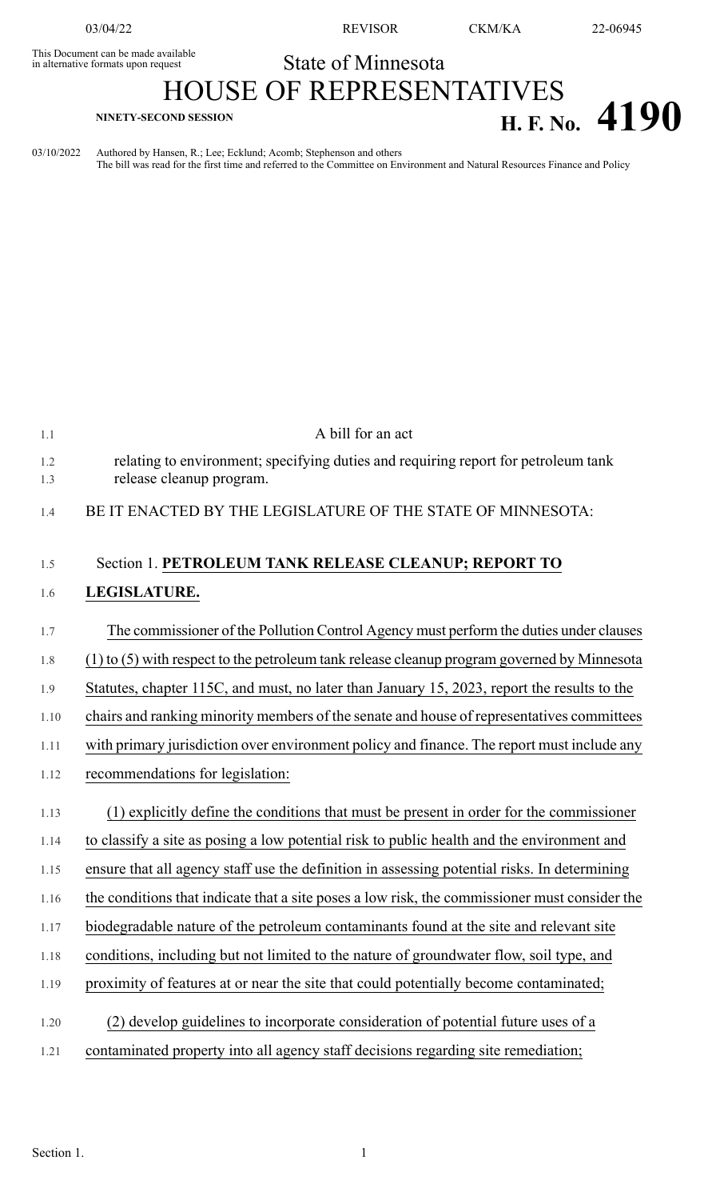This Document can be made available in alternative formats upon request

State of Minnesota

# HOUSE OF REPRESENTATIVES

**NINETY-SECOND SESSION**

# H. F. No. 4190

03/10/2022 Authored by Hansen, R.; Lee; Ecklund; Acomb; Stephenson and others
The bill was read for the first time and referred to the Committee on Environment and Natural Resources Finance and Policy

A bill for an act

relating to environment; specifying duties and requiring report for petroleum tank release cleanup program.

BE IT ENACTED BY THE LEGISLATURE OF THE STATE OF MINNESOTA:

Section 1. **PETROLEUM TANK RELEASE CLEANUP; REPORT TO LEGISLATURE.**

The commissioner of the Pollution Control Agency must perform the duties under clauses (1) to (5) with respect to the petroleum tank release cleanup program governed by Minnesota Statutes, chapter 115C, and must, no later than January 15, 2023, report the results to the chairs and ranking minority members of the senate and house of representatives committees with primary jurisdiction over environment policy and finance. The report must include any recommendations for legislation:

(1) explicitly define the conditions that must be present in order for the commissioner to classify a site as posing a low potential risk to public health and the environment and ensure that all agency staff use the definition in assessing potential risks. In determining the conditions that indicate that a site poses a low risk, the commissioner must consider the biodegradable nature of the petroleum contaminants found at the site and relevant site conditions, including but not limited to the nature of groundwater flow, soil type, and proximity of features at or near the site that could potentially become contaminated;

(2) develop guidelines to incorporate consideration of potential future uses of a contaminated property into all agency staff decisions regarding site remediation;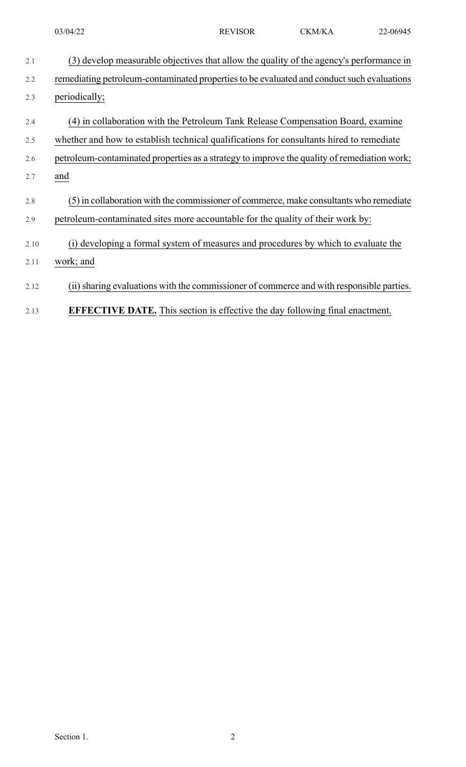(3) develop measurable objectives that allow the quality of the agency's performance in remediating petroleum-contaminated properties to be evaluated and conduct such evaluations periodically;

(4) in collaboration with the Petroleum Tank Release Compensation Board, examine whether and how to establish technical qualifications for consultants hired to remediate petroleum-contaminated properties as a strategy to improve the quality of remediation work; and

(5) in collaboration with the commissioner of commerce, make consultants who remediate petroleum-contaminated sites more accountable for the quality of their work by:

(i) developing a formal system of measures and procedures by which to evaluate the work; and

(ii) sharing evaluations with the commissioner of commerce and with responsible parties.

**EFFECTIVE DATE.** This section is effective the day following final enactment.